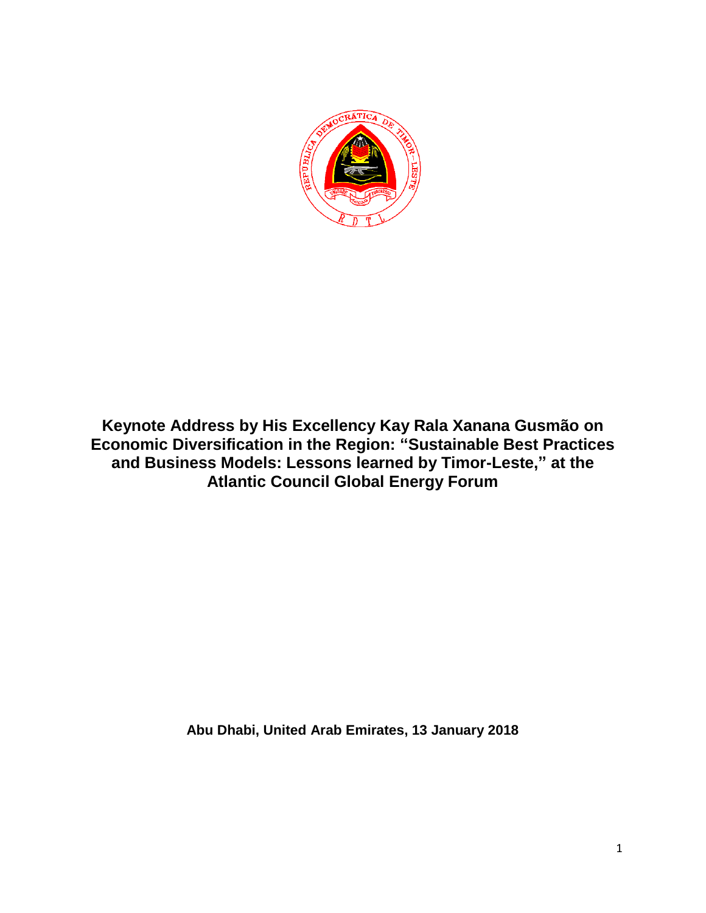# Keynote Address by His Excellency Kay Rala Xanana Gusmão on Economic Diversification in the Region: "Sustainable Best Practices and Business Models: Lessons learned by Timor-Leste," at the Atlantic Council Global Energy Forum

**Abu Dhabi, United Arab Emirates, 13 January 2018**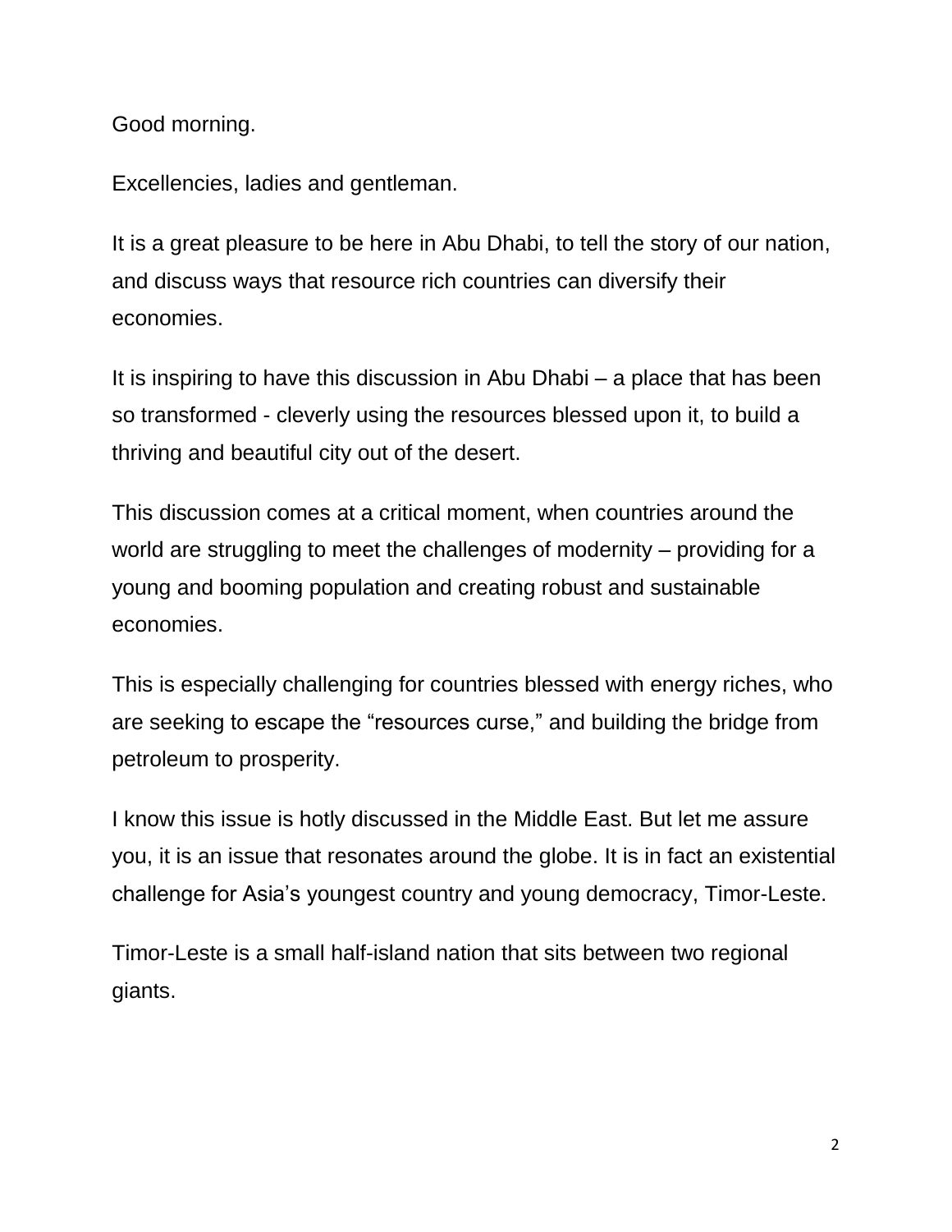Good morning.

Excellencies, ladies and gentleman.

It is a great pleasure to be here in Abu Dhabi, to tell the story of our nation, and discuss ways that resource rich countries can diversify their economies.

It is inspiring to have this discussion in Abu Dhabi – a place that has been so transformed - cleverly using the resources blessed upon it, to build a thriving and beautiful city out of the desert.

This discussion comes at a critical moment, when countries around the world are struggling to meet the challenges of modernity – providing for a young and booming population and creating robust and sustainable economies.

This is especially challenging for countries blessed with energy riches, who are seeking to escape the “resources curse,” and building the bridge from petroleum to prosperity.

I know this issue is hotly discussed in the Middle East. But let me assure you, it is an issue that resonates around the globe. It is in fact an existential challenge for Asia’s youngest country and young democracy, Timor-Leste.

Timor-Leste is a small half-island nation that sits between two regional giants.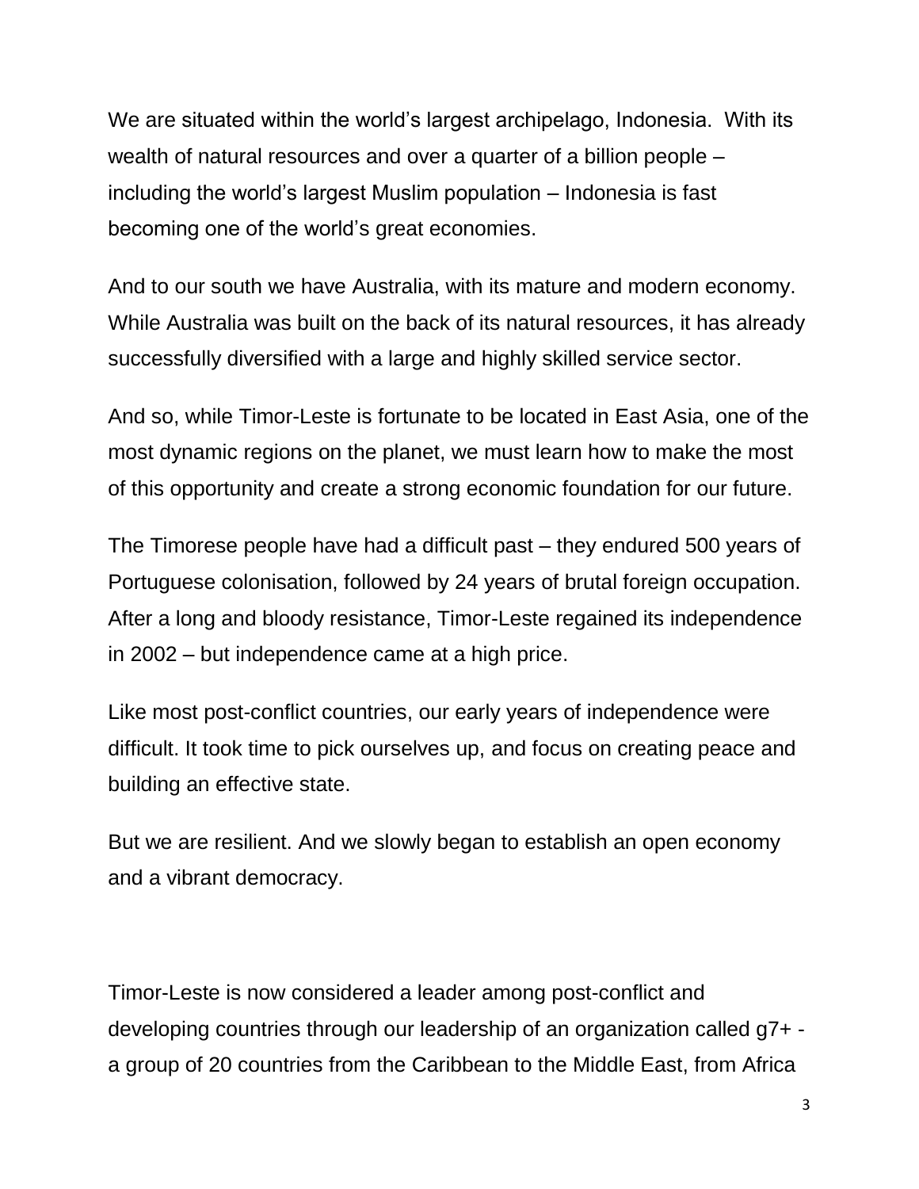We are situated within the world's largest archipelago, Indonesia. With its wealth of natural resources and over a quarter of a billion people – including the world's largest Muslim population – Indonesia is fast becoming one of the world's great economies.

And to our south we have Australia, with its mature and modern economy. While Australia was built on the back of its natural resources, it has already successfully diversified with a large and highly skilled service sector.

And so, while Timor-Leste is fortunate to be located in East Asia, one of the most dynamic regions on the planet, we must learn how to make the most of this opportunity and create a strong economic foundation for our future.

The Timorese people have had a difficult past – they endured 500 years of Portuguese colonisation, followed by 24 years of brutal foreign occupation. After a long and bloody resistance, Timor-Leste regained its independence in 2002 – but independence came at a high price.

Like most post-conflict countries, our early years of independence were difficult. It took time to pick ourselves up, and focus on creating peace and building an effective state.

But we are resilient. And we slowly began to establish an open economy and a vibrant democracy.

Timor-Leste is now considered a leader among post-conflict and developing countries through our leadership of an organization called g7+ - a group of 20 countries from the Caribbean to the Middle East, from Africa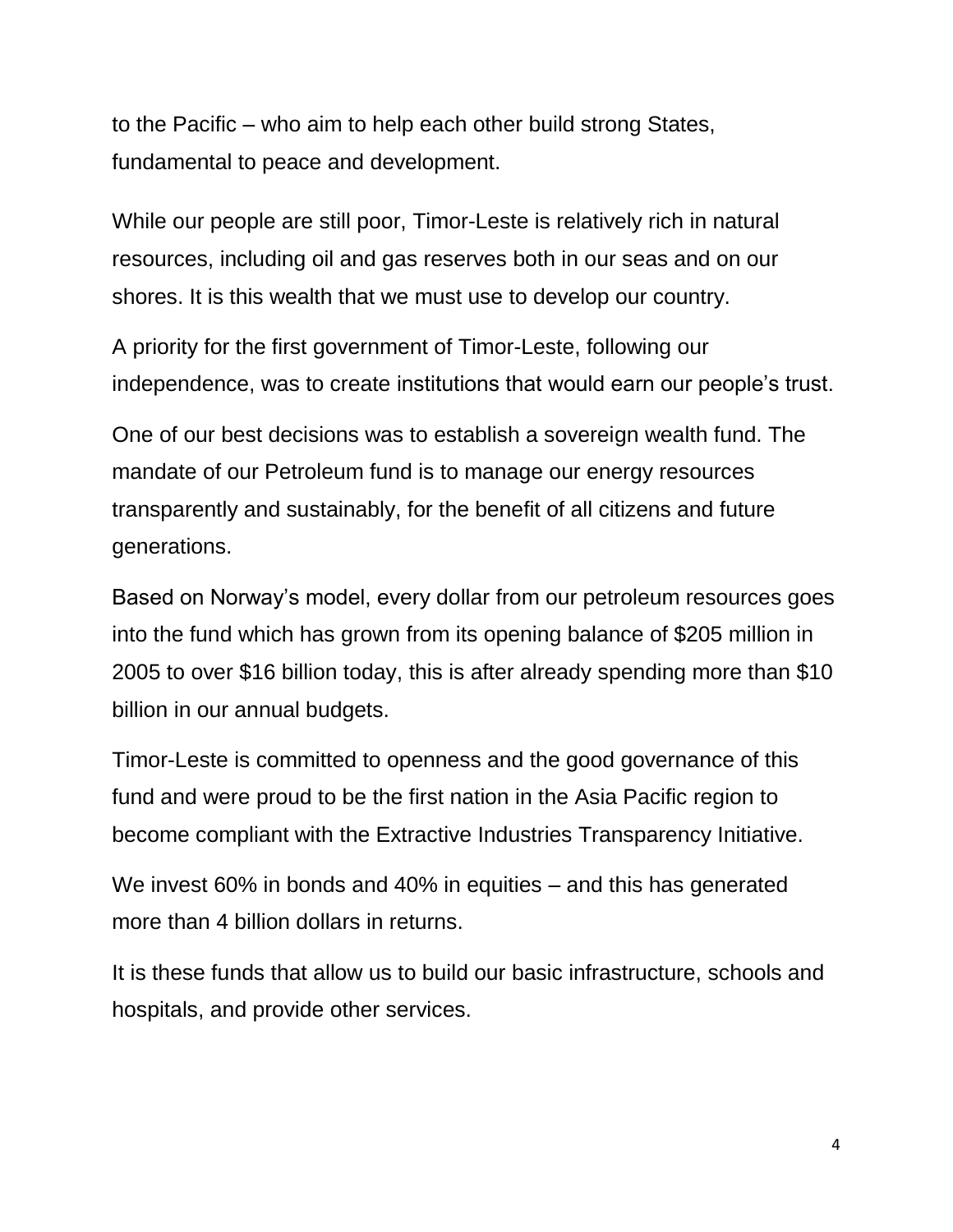to the Pacific – who aim to help each other build strong States, fundamental to peace and development.

While our people are still poor, Timor-Leste is relatively rich in natural resources, including oil and gas reserves both in our seas and on our shores. It is this wealth that we must use to develop our country.

A priority for the first government of Timor-Leste, following our independence, was to create institutions that would earn our people's trust.

One of our best decisions was to establish a sovereign wealth fund. The mandate of our Petroleum fund is to manage our energy resources transparently and sustainably, for the benefit of all citizens and future generations.

Based on Norway's model, every dollar from our petroleum resources goes into the fund which has grown from its opening balance of $205 million in 2005 to over $16 billion today, this is after already spending more than $10 billion in our annual budgets.

Timor-Leste is committed to openness and the good governance of this fund and were proud to be the first nation in the Asia Pacific region to become compliant with the Extractive Industries Transparency Initiative.

We invest 60% in bonds and 40% in equities – and this has generated more than 4 billion dollars in returns.

It is these funds that allow us to build our basic infrastructure, schools and hospitals, and provide other services.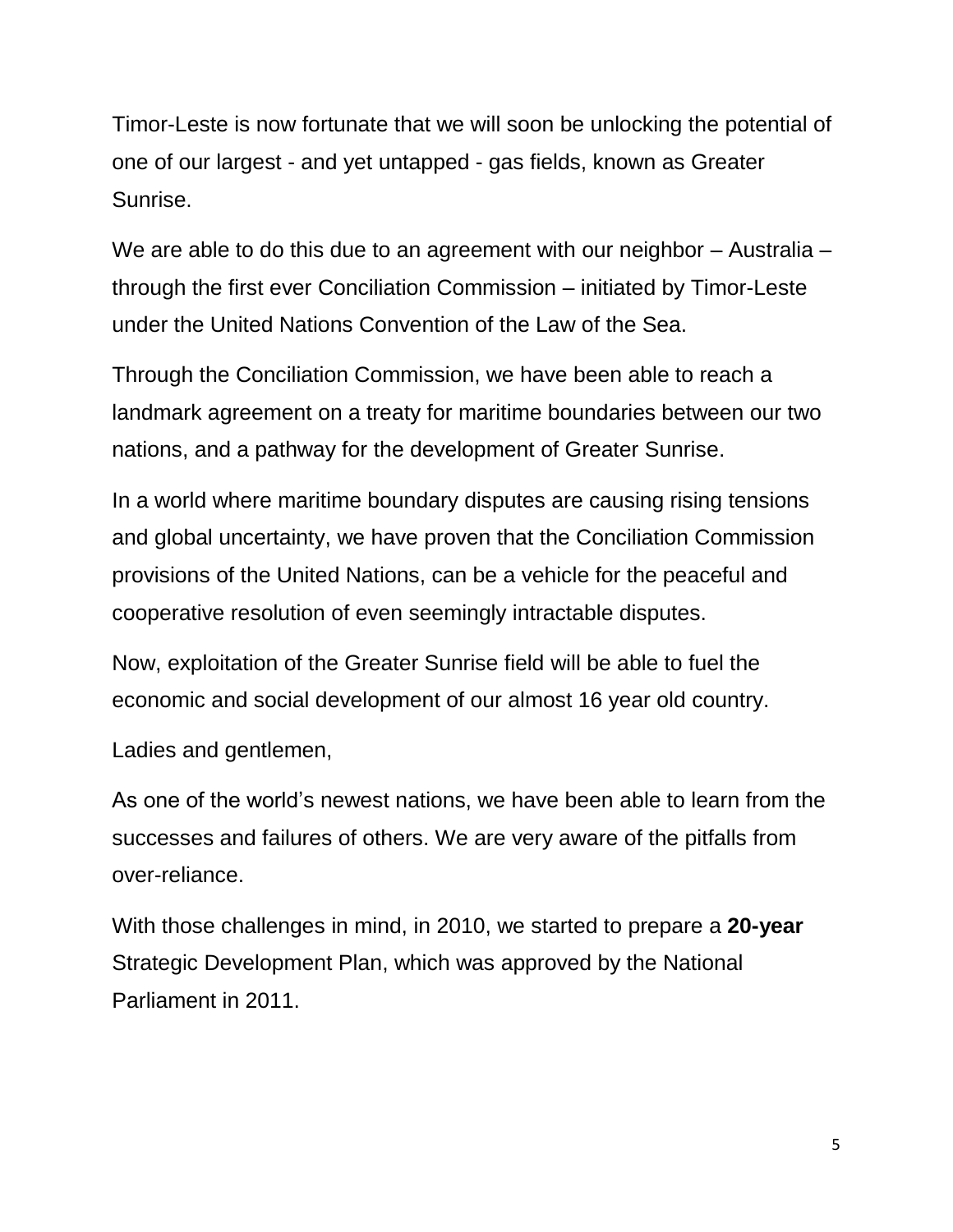Timor-Leste is now fortunate that we will soon be unlocking the potential of one of our largest - and yet untapped - gas fields, known as Greater Sunrise.

We are able to do this due to an agreement with our neighbor – Australia – through the first ever Conciliation Commission – initiated by Timor-Leste under the United Nations Convention of the Law of the Sea.

Through the Conciliation Commission, we have been able to reach a landmark agreement on a treaty for maritime boundaries between our two nations, and a pathway for the development of Greater Sunrise.

In a world where maritime boundary disputes are causing rising tensions and global uncertainty, we have proven that the Conciliation Commission provisions of the United Nations, can be a vehicle for the peaceful and cooperative resolution of even seemingly intractable disputes.

Now, exploitation of the Greater Sunrise field will be able to fuel the economic and social development of our almost 16 year old country.

Ladies and gentlemen,

As one of the world's newest nations, we have been able to learn from the successes and failures of others. We are very aware of the pitfalls from over-reliance.

With those challenges in mind, in 2010, we started to prepare a **20-year** Strategic Development Plan, which was approved by the National Parliament in 2011.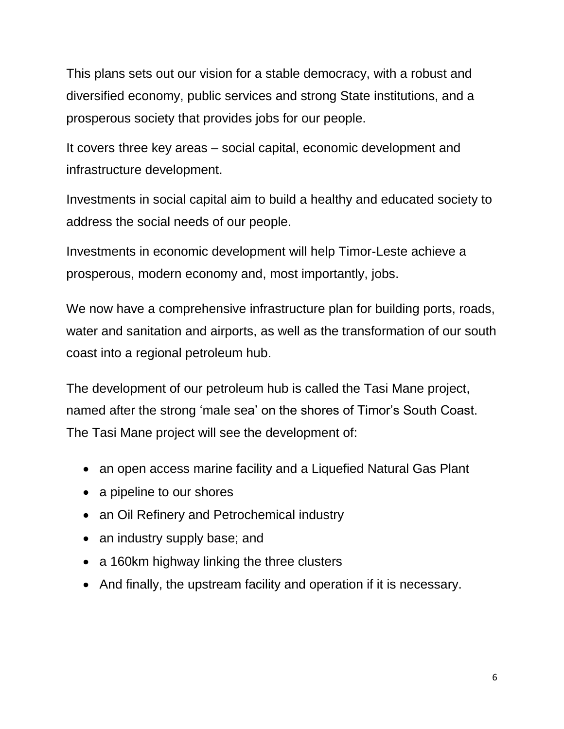This plans sets out our vision for a stable democracy, with a robust and diversified economy, public services and strong State institutions, and a prosperous society that provides jobs for our people.

It covers three key areas – social capital, economic development and infrastructure development.

Investments in social capital aim to build a healthy and educated society to address the social needs of our people.

Investments in economic development will help Timor-Leste achieve a prosperous, modern economy and, most importantly, jobs.

We now have a comprehensive infrastructure plan for building ports, roads, water and sanitation and airports, as well as the transformation of our south coast into a regional petroleum hub.

The development of our petroleum hub is called the Tasi Mane project, named after the strong 'male sea' on the shores of Timor's South Coast. The Tasi Mane project will see the development of:

- an open access marine facility and a Liquefied Natural Gas Plant
- a pipeline to our shores
- an Oil Refinery and Petrochemical industry
- an industry supply base; and
- a 160km highway linking the three clusters
- And finally, the upstream facility and operation if it is necessary.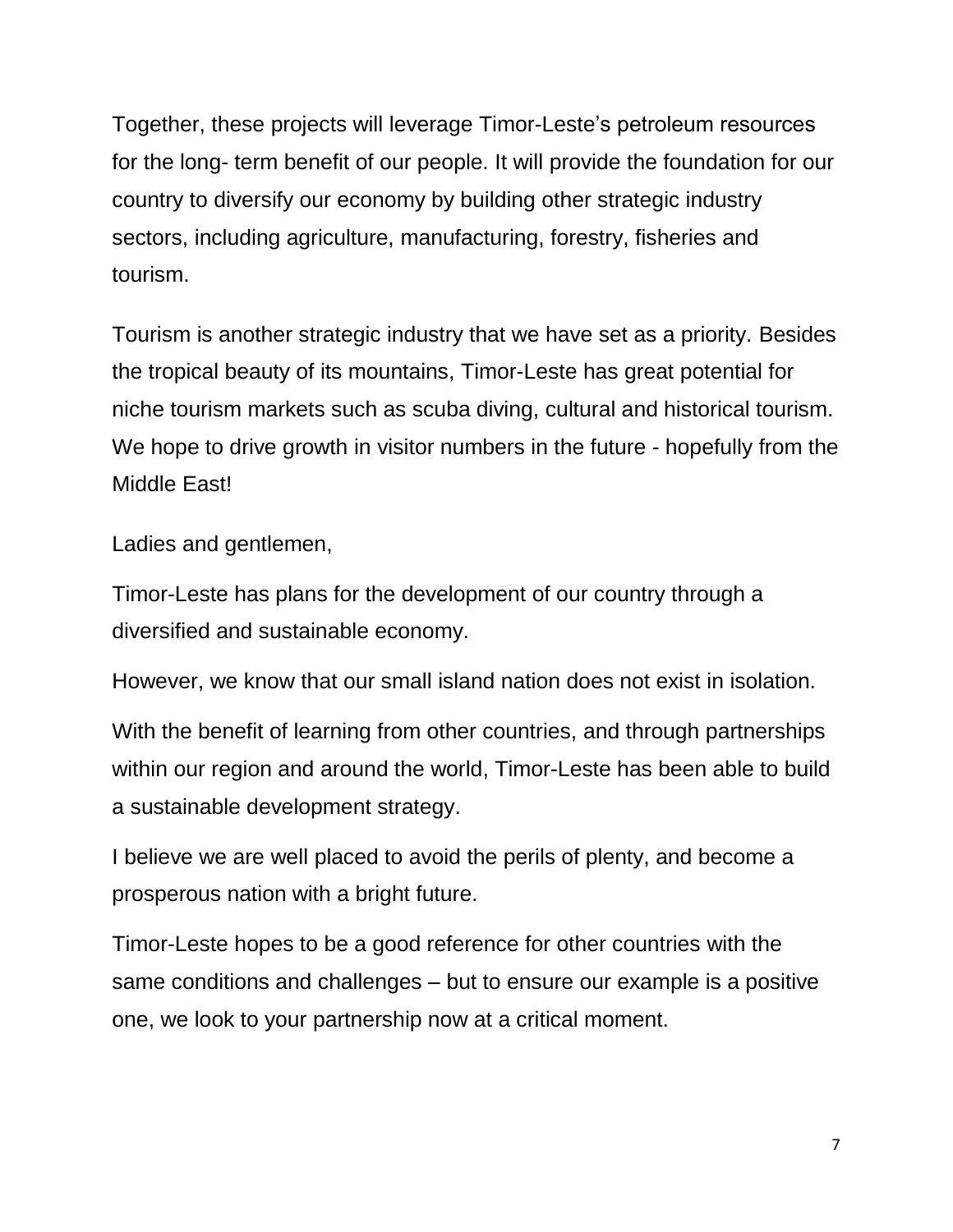Together, these projects will leverage Timor-Leste's petroleum resources for the long- term benefit of our people. It will provide the foundation for our country to diversify our economy by building other strategic industry sectors, including agriculture, manufacturing, forestry, fisheries and tourism.

Tourism is another strategic industry that we have set as a priority. Besides the tropical beauty of its mountains, Timor-Leste has great potential for niche tourism markets such as scuba diving, cultural and historical tourism. We hope to drive growth in visitor numbers in the future - hopefully from the Middle East!

Ladies and gentlemen,

Timor-Leste has plans for the development of our country through a diversified and sustainable economy.

However, we know that our small island nation does not exist in isolation.

With the benefit of learning from other countries, and through partnerships within our region and around the world, Timor-Leste has been able to build a sustainable development strategy.

I believe we are well placed to avoid the perils of plenty, and become a prosperous nation with a bright future.

Timor-Leste hopes to be a good reference for other countries with the same conditions and challenges – but to ensure our example is a positive one, we look to your partnership now at a critical moment.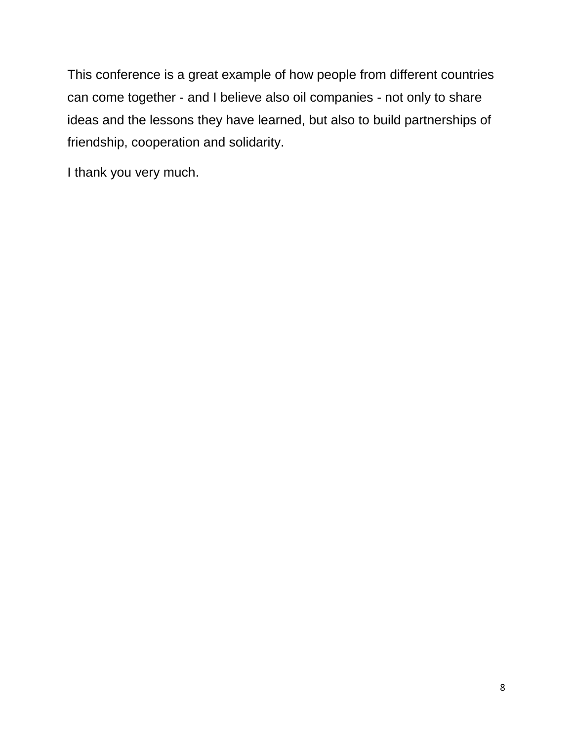This conference is a great example of how people from different countries can come together - and I believe also oil companies - not only to share ideas and the lessons they have learned, but also to build partnerships of friendship, cooperation and solidarity.

I thank you very much.